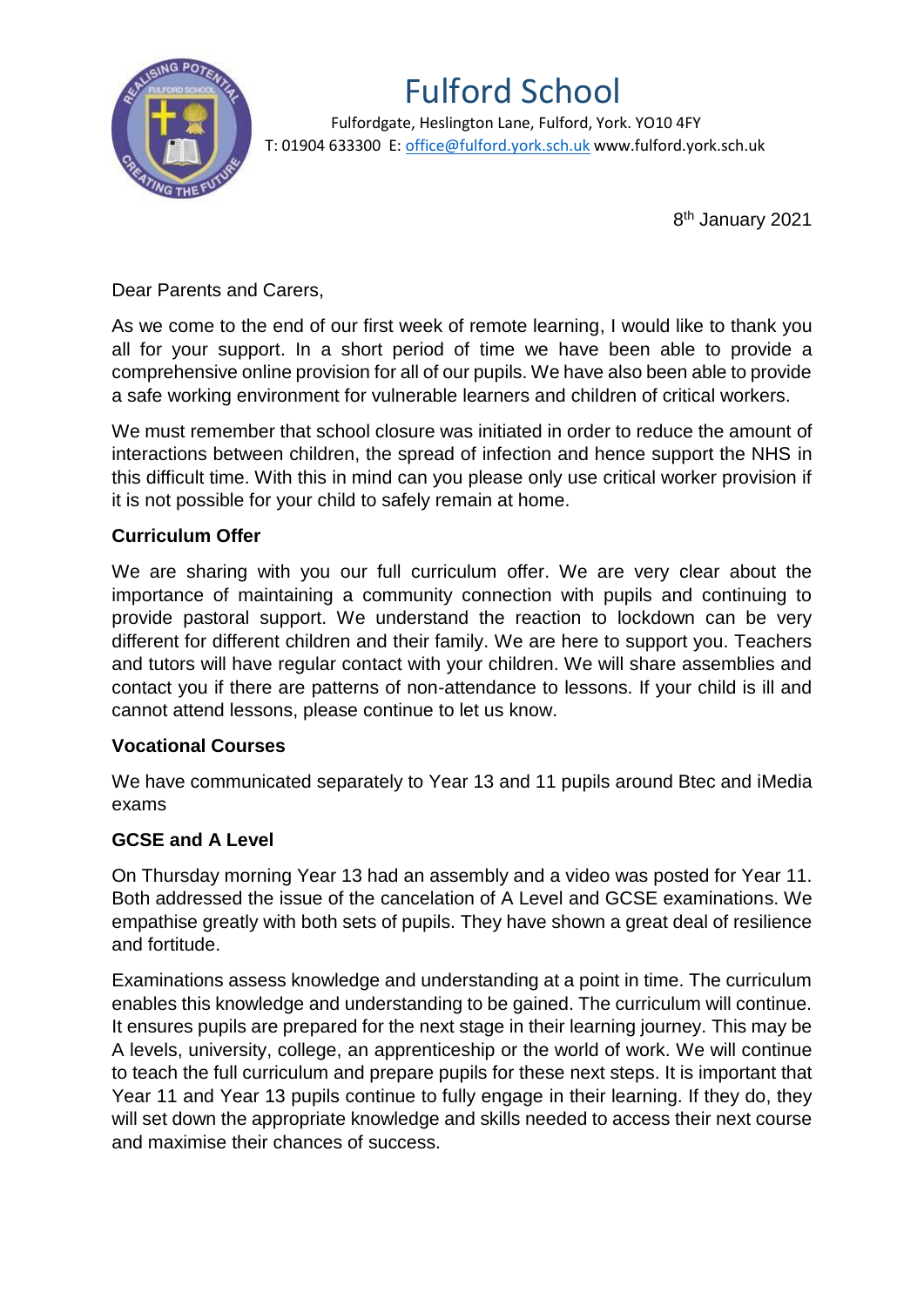# Fulford School

Fulfordgate, Heslington Lane, Fulford, York. YO10 4FY
T: 01904 633300 E: office@fulford.york.sch.uk www.fulford.york.sch.uk

8th January 2021

Dear Parents and Carers,

As we come to the end of our first week of remote learning, I would like to thank you all for your support. In a short period of time we have been able to provide a comprehensive online provision for all of our pupils. We have also been able to provide a safe working environment for vulnerable learners and children of critical workers.

We must remember that school closure was initiated in order to reduce the amount of interactions between children, the spread of infection and hence support the NHS in this difficult time. With this in mind can you please only use critical worker provision if it is not possible for your child to safely remain at home.

**Curriculum Offer**

We are sharing with you our full curriculum offer. We are very clear about the importance of maintaining a community connection with pupils and continuing to provide pastoral support. We understand the reaction to lockdown can be very different for different children and their family. We are here to support you. Teachers and tutors will have regular contact with your children. We will share assemblies and contact you if there are patterns of non-attendance to lessons. If your child is ill and cannot attend lessons, please continue to let us know.

**Vocational Courses**

We have communicated separately to Year 13 and 11 pupils around Btec and iMedia exams

**GCSE and A Level**

On Thursday morning Year 13 had an assembly and a video was posted for Year 11. Both addressed the issue of the cancelation of A Level and GCSE examinations. We empathise greatly with both sets of pupils. They have shown a great deal of resilience and fortitude.

Examinations assess knowledge and understanding at a point in time. The curriculum enables this knowledge and understanding to be gained. The curriculum will continue. It ensures pupils are prepared for the next stage in their learning journey. This may be A levels, university, college, an apprenticeship or the world of work. We will continue to teach the full curriculum and prepare pupils for these next steps. It is important that Year 11 and Year 13 pupils continue to fully engage in their learning. If they do, they will set down the appropriate knowledge and skills needed to access their next course and maximise their chances of success.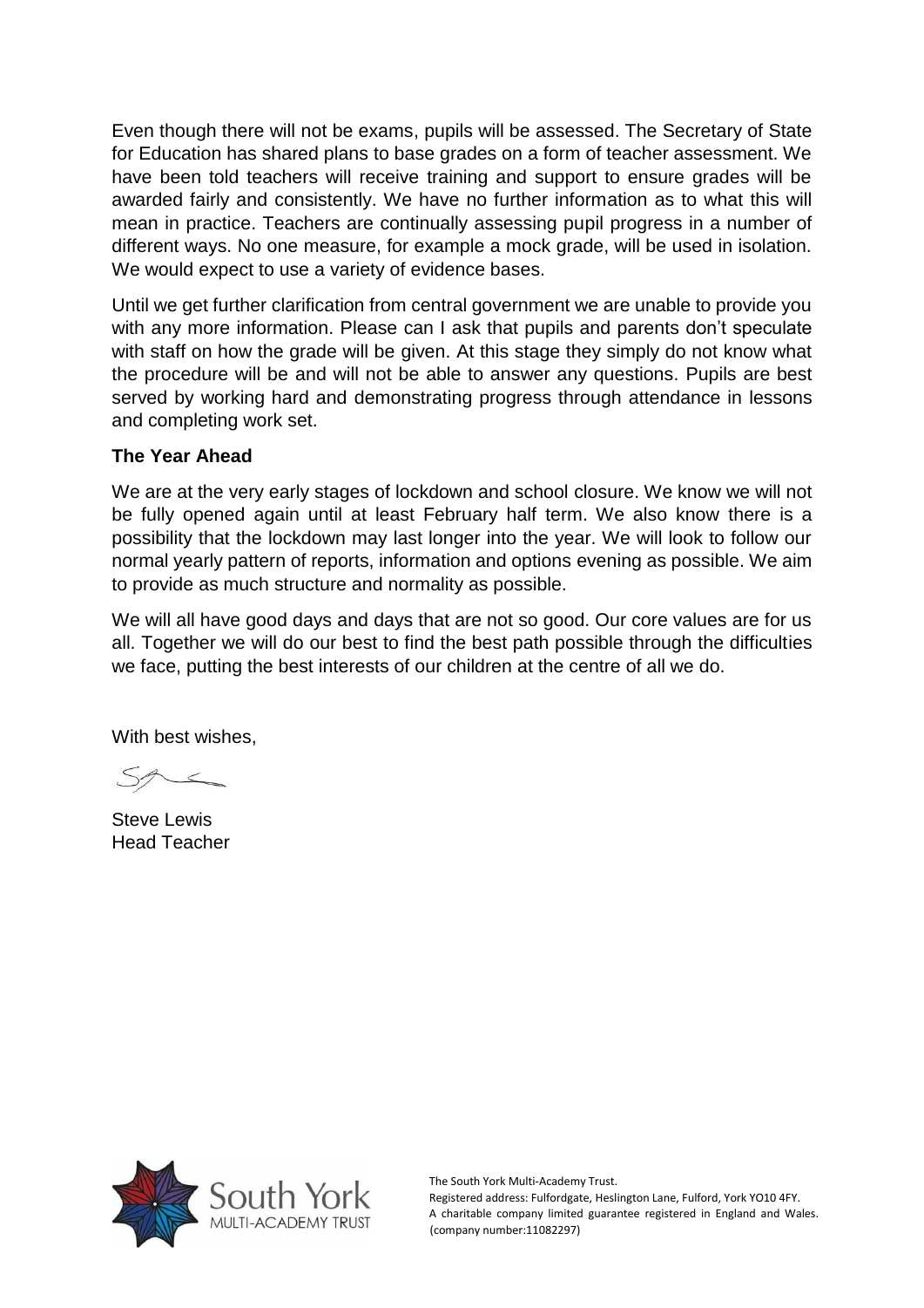Even though there will not be exams, pupils will be assessed. The Secretary of State for Education has shared plans to base grades on a form of teacher assessment. We have been told teachers will receive training and support to ensure grades will be awarded fairly and consistently. We have no further information as to what this will mean in practice. Teachers are continually assessing pupil progress in a number of different ways. No one measure, for example a mock grade, will be used in isolation. We would expect to use a variety of evidence bases.

Until we get further clarification from central government we are unable to provide you with any more information. Please can I ask that pupils and parents don't speculate with staff on how the grade will be given. At this stage they simply do not know what the procedure will be and will not be able to answer any questions. Pupils are best served by working hard and demonstrating progress through attendance in lessons and completing work set.

**The Year Ahead**

We are at the very early stages of lockdown and school closure. We know we will not be fully opened again until at least February half term. We also know there is a possibility that the lockdown may last longer into the year. We will look to follow our normal yearly pattern of reports, information and options evening as possible. We aim to provide as much structure and normality as possible.

We will all have good days and days that are not so good. Our core values are for us all. Together we will do our best to find the best path possible through the difficulties we face, putting the best interests of our children at the centre of all we do.

With best wishes,

Steve Lewis
Head Teacher

South York MULTI-ACADEMY TRUST

The South York Multi-Academy Trust.
Registered address: Fulfordgate, Heslington Lane, Fulford, York YO10 4FY.
A charitable company limited guarantee registered in England and Wales. (company number:11082297)